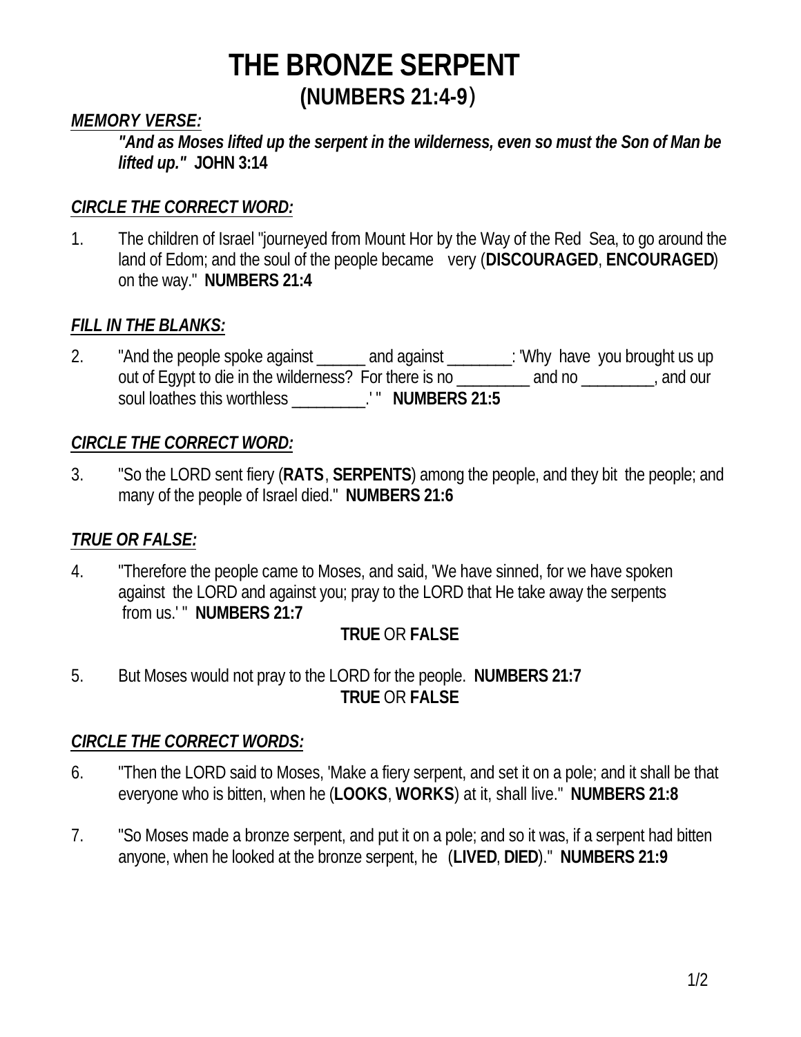# THE BRONZE SERPENT

## (NUMBERS 21:4-9)

***MEMORY VERSE:***

> ***"And as Moses lifted up the serpent in the wilderness, even so must the Son of Man be lifted up."*** **JOHN 3:14**

***CIRCLE THE CORRECT WORD:***

1. The children of Israel "journeyed from Mount Hor by the Way of the Red Sea, to go around the land of Edom; and the soul of the people became very (**DISCOURAGED**, **ENCOURAGED**) on the way." **NUMBERS 21:4**

***FILL IN THE BLANKS:***

2. "And the people spoke against ______ and against ________: 'Why have you brought us up out of Egypt to die in the wilderness? For there is no _________ and no _________, and our soul loathes this worthless _________.' " **NUMBERS 21:5**

***CIRCLE THE CORRECT WORD:***

3. "So the LORD sent fiery (**RATS**, **SERPENTS**) among the people, and they bit the people; and many of the people of Israel died." **NUMBERS 21:6**

***TRUE OR FALSE:***

4. "Therefore the people came to Moses, and said, 'We have sinned, for we have spoken against the LORD and against you; pray to the LORD that He take away the serpents from us.' " **NUMBERS 21:7**

   **TRUE** OR **FALSE**

5. But Moses would not pray to the LORD for the people. **NUMBERS 21:7**

   **TRUE** OR **FALSE**

***CIRCLE THE CORRECT WORDS:***

6. "Then the LORD said to Moses, 'Make a fiery serpent, and set it on a pole; and it shall be that everyone who is bitten, when he (**LOOKS**, **WORKS**) at it, shall live." **NUMBERS 21:8**

7. "So Moses made a bronze serpent, and put it on a pole; and so it was, if a serpent had bitten anyone, when he looked at the bronze serpent, he (**LIVED**, **DIED**)." **NUMBERS 21:9**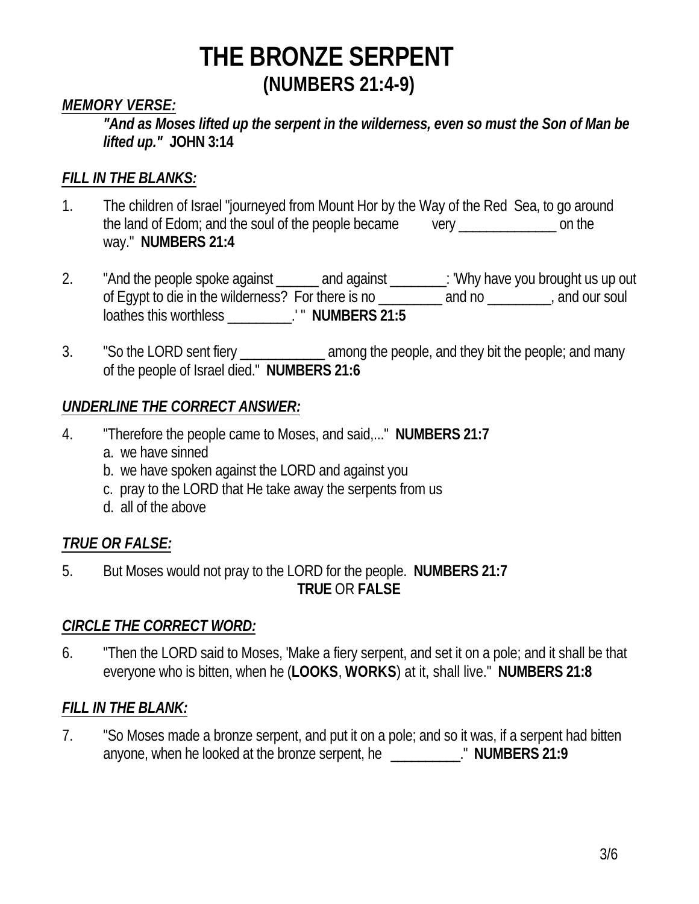# THE BRONZE SERPENT
## (NUMBERS 21:4-9)

***MEMORY VERSE:***

> ***"And as Moses lifted up the serpent in the wilderness, even so must the Son of Man be lifted up."*** **JOHN 3:14**

***FILL IN THE BLANKS:***

1. The children of Israel "journeyed from Mount Hor by the Way of the Red Sea, to go around the land of Edom; and the soul of the people became very ______________ on the way." **NUMBERS 21:4**

2. "And the people spoke against ______ and against ________: 'Why have you brought us up out of Egypt to die in the wilderness? For there is no _________ and no _________, and our soul loathes this worthless _________.' " **NUMBERS 21:5**

3. "So the LORD sent fiery ____________ among the people, and they bit the people; and many of the people of Israel died." **NUMBERS 21:6**

***UNDERLINE THE CORRECT ANSWER:***

4. "Therefore the people came to Moses, and said,..." **NUMBERS 21:7**
   a. we have sinned
   b. we have spoken against the LORD and against you
   c. pray to the LORD that He take away the serpents from us
   d. all of the above

***TRUE OR FALSE:***

5. But Moses would not pray to the LORD for the people. **NUMBERS 21:7**

   **TRUE** OR **FALSE**

***CIRCLE THE CORRECT WORD:***

6. "Then the LORD said to Moses, 'Make a fiery serpent, and set it on a pole; and it shall be that everyone who is bitten, when he (**LOOKS**, **WORKS**) at it, shall live." **NUMBERS 21:8**

***FILL IN THE BLANK:***

7. "So Moses made a bronze serpent, and put it on a pole; and so it was, if a serpent had bitten anyone, when he looked at the bronze serpent, he __________." **NUMBERS 21:9**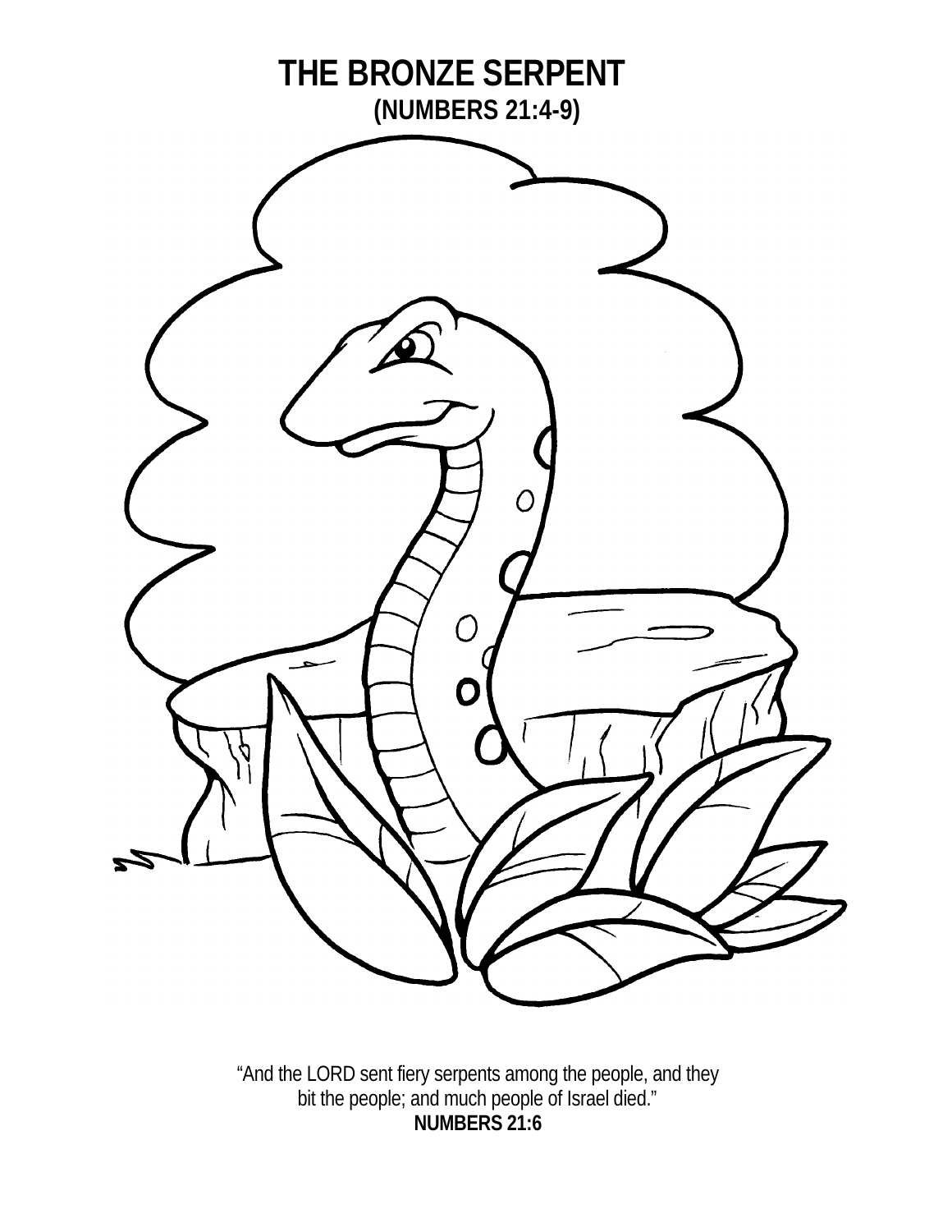# THE BRONZE SERPENT

**(NUMBERS 21:4-9)**

"And the LORD sent fiery serpents among the people, and they bit the people; and much people of Israel died."

**NUMBERS 21:6**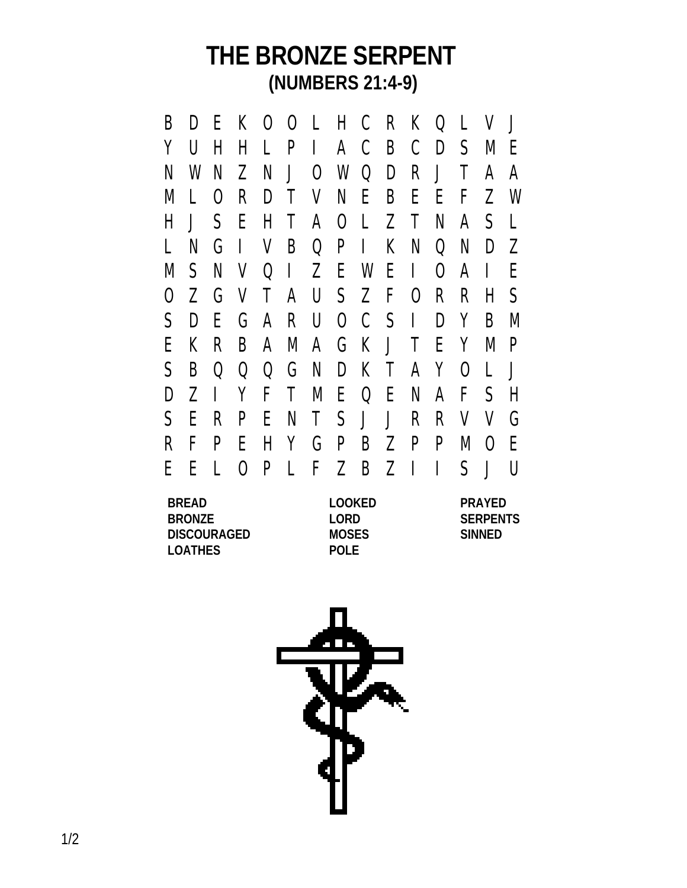# THE BRONZE SERPENT

## (NUMBERS 21:4-9)

```
B D E K O O L H C R K Q L V J
Y U H H L P I A C B C D S M E
N W N Z N J O W Q D R J T A A
M L O R D T V N E B E E F Z W
H J S E H T A O L Z T N A S L
L N G I V B Q P I K N Q N D Z
M S N V Q I Z E W E I O A I E
O Z G V T A U S Z F O R R H S
S D E G A R U O C S I D Y B M
E K R B A M A G K J T E Y M P
S B Q Q Q G N D K T A Y O L J
D Z I Y F T M E Q E N A F S H
S E R P E N T S J J R R V V G
R F P E H Y G P B Z P P M O E
E E L O P L F Z B Z I I S J U
```

| | | |
|---|---|---|
| **BREAD** | **LOOKED** | **PRAYED** |
| **BRONZE** | **LORD** | **SERPENTS** |
| **DISCOURAGED** | **MOSES** | **SINNED** |
| **LOATHES** | **POLE** | |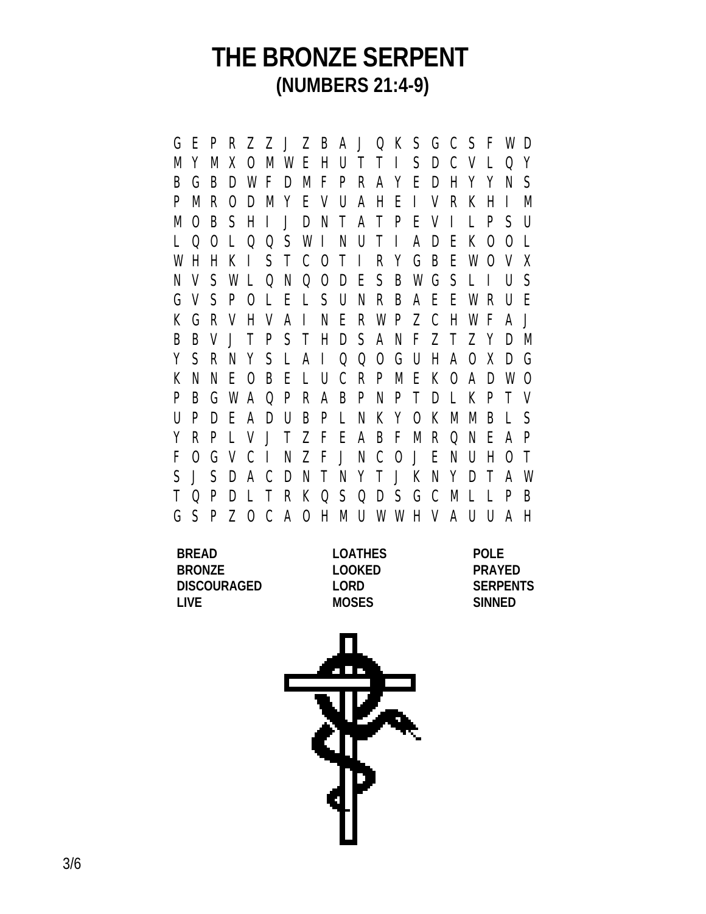# THE BRONZE SERPENT
## (NUMBERS 21:4-9)

```
G E P R Z Z J Z B A J Q K S G C S F W D
M Y M X O M W E H U T T I S D C V L Q Y
B G B D W F D M F P R A Y E D H Y Y N S
P M R O D M Y E V U A H E I V R K H I M
M O B S H I J D N T A T P E V I L P S U
L Q O L Q Q S W I N U T I A D E K O O L
W H H K I S T C O T I R Y G B E W O V X
N V S W L Q N Q O D E S B W G S L I U S
G V S P O L E L S U N R B A E E W R U E
K G R V H V A I N E R W P Z C H W F A J
B B V J T P S T H D S A N F Z T Z Y D M
Y S R N Y S L A I Q Q O G U H A O X D G
K N N E O B E L U C R P M E K O A D W O
P B G W A Q P R A B P N P T D L K P T V
U P D E A D U B P L N K Y O K M M B L S
Y R P L V J T Z F E A B F M R Q N E A P
F O G V C I N Z F J N C O J E N U H O T
S J S D A C D N T N Y T J K N Y D T A W
T Q P D L T R K Q S Q D S G C M L L P B
G S P Z O C A O H M U W W H V A U U A H
```

| | | |
|---|---|---|
| **BREAD** | **LOATHES** | **POLE** |
| **BRONZE** | **LOOKED** | **PRAYED** |
| **DISCOURAGED** | **LORD** | **SERPENTS** |
| **LIVE** | **MOSES** | **SINNED** |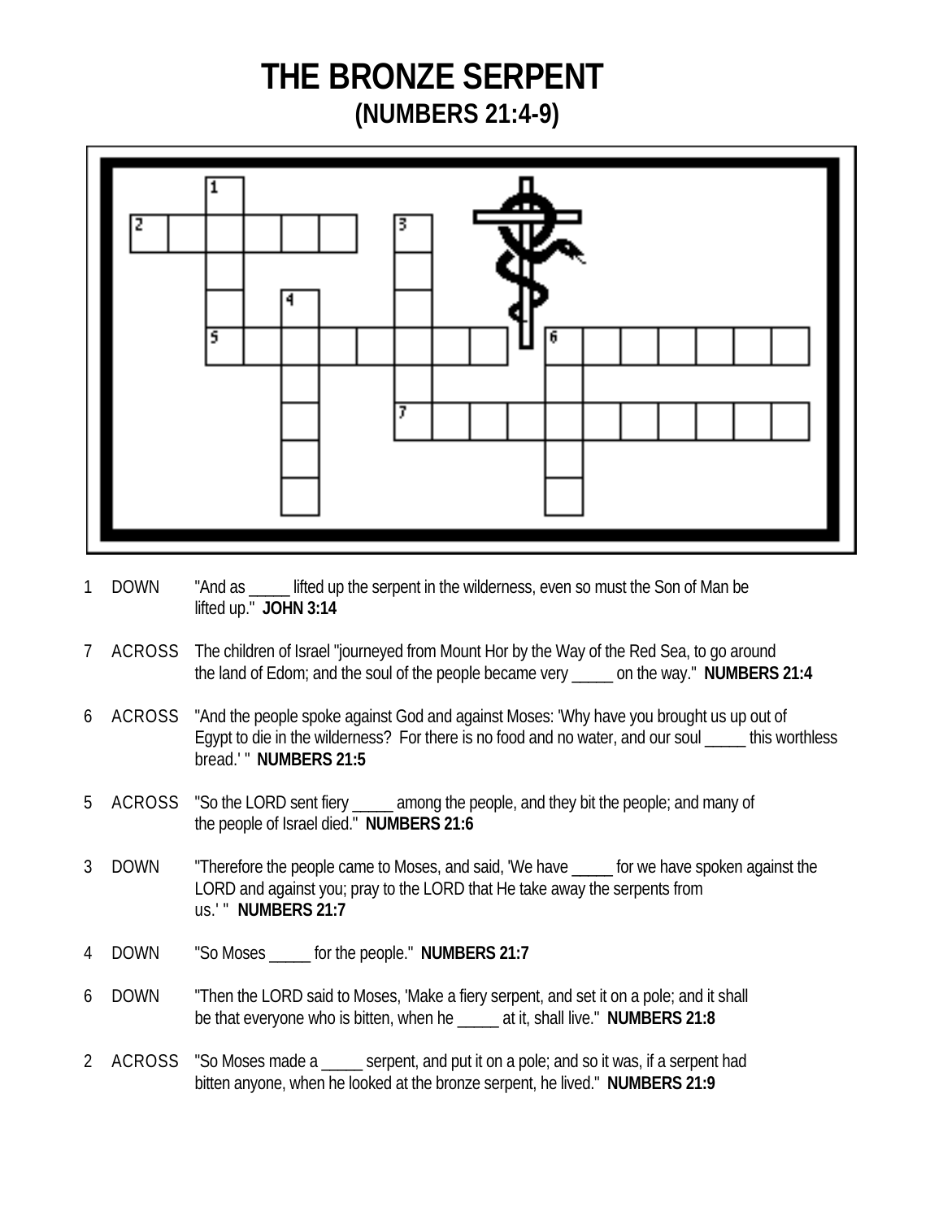# THE BRONZE SERPENT
## (NUMBERS 21:4-9)

1 DOWN "And as _____ lifted up the serpent in the wilderness, even so must the Son of Man be lifted up." **JOHN 3:14**

7 ACROSS The children of Israel "journeyed from Mount Hor by the Way of the Red Sea, to go around the land of Edom; and the soul of the people became very _____ on the way." **NUMBERS 21:4**

6 ACROSS "And the people spoke against God and against Moses: 'Why have you brought us up out of Egypt to die in the wilderness? For there is no food and no water, and our soul _____ this worthless bread.' " **NUMBERS 21:5**

5 ACROSS "So the LORD sent fiery _____ among the people, and they bit the people; and many of the people of Israel died." **NUMBERS 21:6**

3 DOWN "Therefore the people came to Moses, and said, 'We have _____ for we have spoken against the LORD and against you; pray to the LORD that He take away the serpents from us.' " **NUMBERS 21:7**

4 DOWN "So Moses _____ for the people." **NUMBERS 21:7**

6 DOWN "Then the LORD said to Moses, 'Make a fiery serpent, and set it on a pole; and it shall be that everyone who is bitten, when he _____ at it, shall live." **NUMBERS 21:8**

2 ACROSS "So Moses made a _____ serpent, and put it on a pole; and so it was, if a serpent had bitten anyone, when he looked at the bronze serpent, he lived." **NUMBERS 21:9**